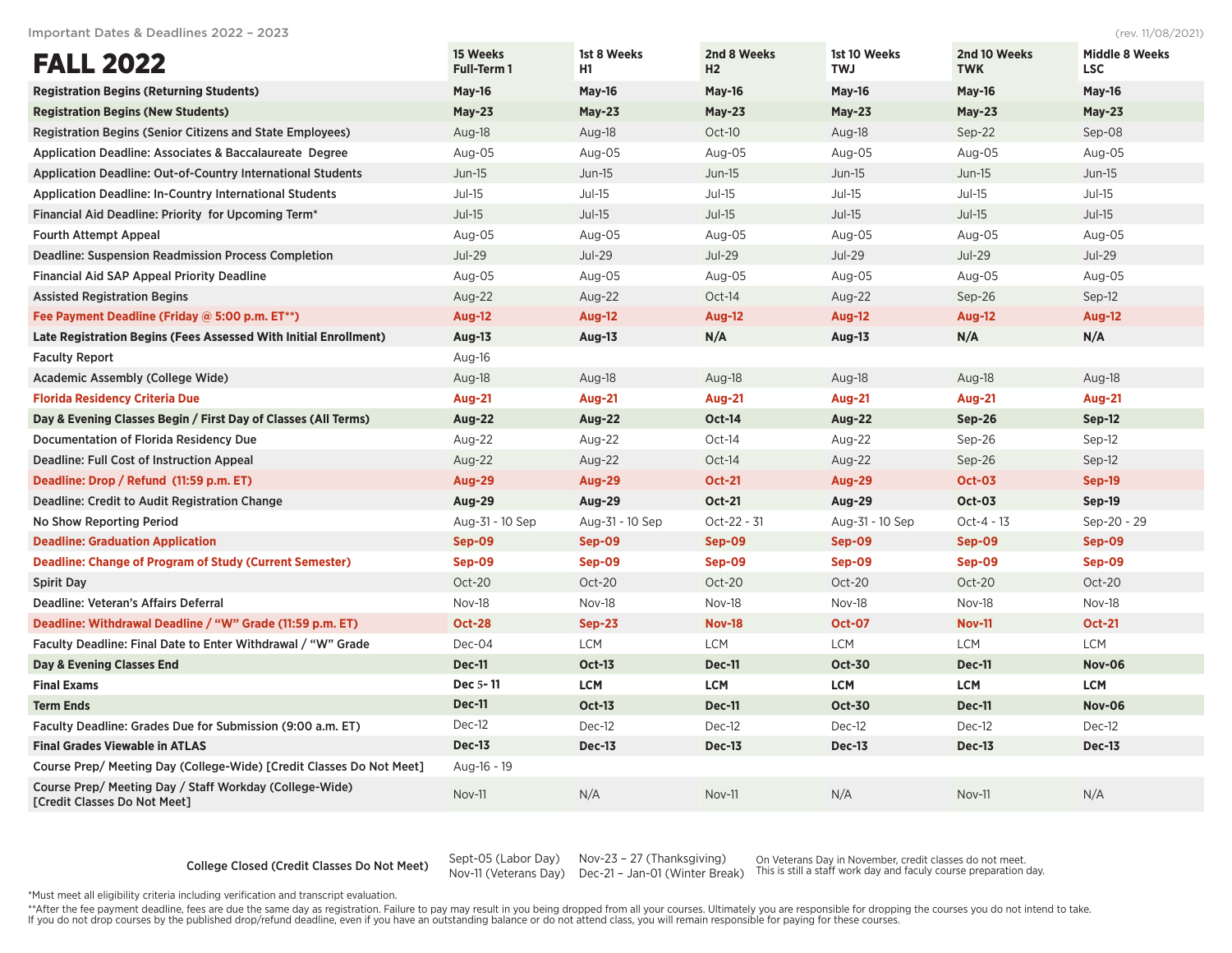Important Dates & Deadlines 2022 – 2023

(rev. 11/08/2021)

# FALL 2022

| | 15 Weeks Full-Term 1 | 1st 8 Weeks H1 | 2nd 8 Weeks H2 | 1st 10 Weeks TWJ | 2nd 10 Weeks TWK | Middle 8 Weeks LSC |
|---|---|---|---|---|---|---|
| **Registration Begins (Returning Students)** | **May-16** | **May-16** | **May-16** | **May-16** | **May-16** | **May-16** |
| **Registration Begins (New Students)** | **May-23** | **May-23** | **May-23** | **May-23** | **May-23** | **May-23** |
| Registration Begins (Senior Citizens and State Employees) | Aug-18 | Aug-18 | Oct-10 | Aug-18 | Sep-22 | Sep-08 |
| Application Deadline: Associates & Baccalaureate Degree | Aug-05 | Aug-05 | Aug-05 | Aug-05 | Aug-05 | Aug-05 |
| Application Deadline: Out-of-Country International Students | Jun-15 | Jun-15 | Jun-15 | Jun-15 | Jun-15 | Jun-15 |
| Application Deadline: In-Country International Students | Jul-15 | Jul-15 | Jul-15 | Jul-15 | Jul-15 | Jul-15 |
| Financial Aid Deadline: Priority for Upcoming Term* | Jul-15 | Jul-15 | Jul-15 | Jul-15 | Jul-15 | Jul-15 |
| Fourth Attempt Appeal | Aug-05 | Aug-05 | Aug-05 | Aug-05 | Aug-05 | Aug-05 |
| Deadline: Suspension Readmission Process Completion | Jul-29 | Jul-29 | Jul-29 | Jul-29 | Jul-29 | Jul-29 |
| Financial Aid SAP Appeal Priority Deadline | Aug-05 | Aug-05 | Aug-05 | Aug-05 | Aug-05 | Aug-05 |
| Assisted Registration Begins | Aug-22 | Aug-22 | Oct-14 | Aug-22 | Sep-26 | Sep-12 |
| **Fee Payment Deadline (Friday @ 5:00 p.m. ET**)** | **Aug-12** | **Aug-12** | **Aug-12** | **Aug-12** | **Aug-12** | **Aug-12** |
| **Late Registration Begins (Fees Assessed With Initial Enrollment)** | **Aug-13** | **Aug-13** | **N/A** | **Aug-13** | **N/A** | **N/A** |
| Faculty Report | Aug-16 | | | | | |
| Academic Assembly (College Wide) | Aug-18 | Aug-18 | Aug-18 | Aug-18 | Aug-18 | Aug-18 |
| **Florida Residency Criteria Due** | **Aug-21** | **Aug-21** | **Aug-21** | **Aug-21** | **Aug-21** | **Aug-21** |
| **Day & Evening Classes Begin / First Day of Classes (All Terms)** | **Aug-22** | **Aug-22** | **Oct-14** | **Aug-22** | **Sep-26** | **Sep-12** |
| Documentation of Florida Residency Due | Aug-22 | Aug-22 | Oct-14 | Aug-22 | Sep-26 | Sep-12 |
| Deadline: Full Cost of Instruction Appeal | Aug-22 | Aug-22 | Oct-14 | Aug-22 | Sep-26 | Sep-12 |
| **Deadline: Drop / Refund (11:59 p.m. ET)** | **Aug-29** | **Aug-29** | **Oct-21** | **Aug-29** | **Oct-03** | **Sep-19** |
| Deadline: Credit to Audit Registration Change | **Aug-29** | **Aug-29** | **Oct-21** | **Aug-29** | **Oct-03** | **Sep-19** |
| No Show Reporting Period | Aug-31 - 10 Sep | Aug-31 - 10 Sep | Oct-22 - 31 | Aug-31 - 10 Sep | Oct-4 - 13 | Sep-20 - 29 |
| **Deadline: Graduation Application** | **Sep-09** | **Sep-09** | **Sep-09** | **Sep-09** | **Sep-09** | **Sep-09** |
| **Deadline: Change of Program of Study (Current Semester)** | **Sep-09** | **Sep-09** | **Sep-09** | **Sep-09** | **Sep-09** | **Sep-09** |
| Spirit Day | Oct-20 | Oct-20 | Oct-20 | Oct-20 | Oct-20 | Oct-20 |
| Deadline: Veteran's Affairs Deferral | Nov-18 | Nov-18 | Nov-18 | Nov-18 | Nov-18 | Nov-18 |
| **Deadline: Withdrawal Deadline / "W" Grade (11:59 p.m. ET)** | **Oct-28** | **Sep-23** | **Nov-18** | **Oct-07** | **Nov-11** | **Oct-21** |
| Faculty Deadline: Final Date to Enter Withdrawal / "W" Grade | Dec-04 | LCM | LCM | LCM | LCM | LCM |
| **Day & Evening Classes End** | **Dec-11** | **Oct-13** | **Dec-11** | **Oct-30** | **Dec-11** | **Nov-06** |
| **Final Exams** | **Dec 5- 11** | **LCM** | **LCM** | **LCM** | **LCM** | **LCM** |
| **Term Ends** | **Dec-11** | **Oct-13** | **Dec-11** | **Oct-30** | **Dec-11** | **Nov-06** |
| Faculty Deadline: Grades Due for Submission (9:00 a.m. ET) | Dec-12 | Dec-12 | Dec-12 | Dec-12 | Dec-12 | Dec-12 |
| **Final Grades Viewable in ATLAS** | **Dec-13** | **Dec-13** | **Dec-13** | **Dec-13** | **Dec-13** | **Dec-13** |
| Course Prep/ Meeting Day (College-Wide) [Credit Classes Do Not Meet] | Aug-16 - 19 | | | | | |
| Course Prep/ Meeting Day / Staff Workday (College-Wide) [Credit Classes Do Not Meet] | Nov-11 | N/A | Nov-11 | N/A | Nov-11 | N/A |

**College Closed (Credit Classes Do Not Meet)**

Sept-05 (Labor Day)
Nov-11 (Veterans Day)

Nov-23 – 27 (Thanksgiving)
Dec-21 – Jan-01 (Winter Break)

On Veterans Day in November, credit classes do not meet. This is still a staff work day and faculy course preparation day.

*Must meet all eligibility criteria including verification and transcript evaluation.

**After the fee payment deadline, fees are due the same day as registration. Failure to pay may result in you being dropped from all your courses. Ultimately you are responsible for dropping the courses you do not intend to take. If you do not drop courses by the published drop/refund deadline, even if you have an outstanding balance or do not attend class, you will remain responsible for paying for these courses.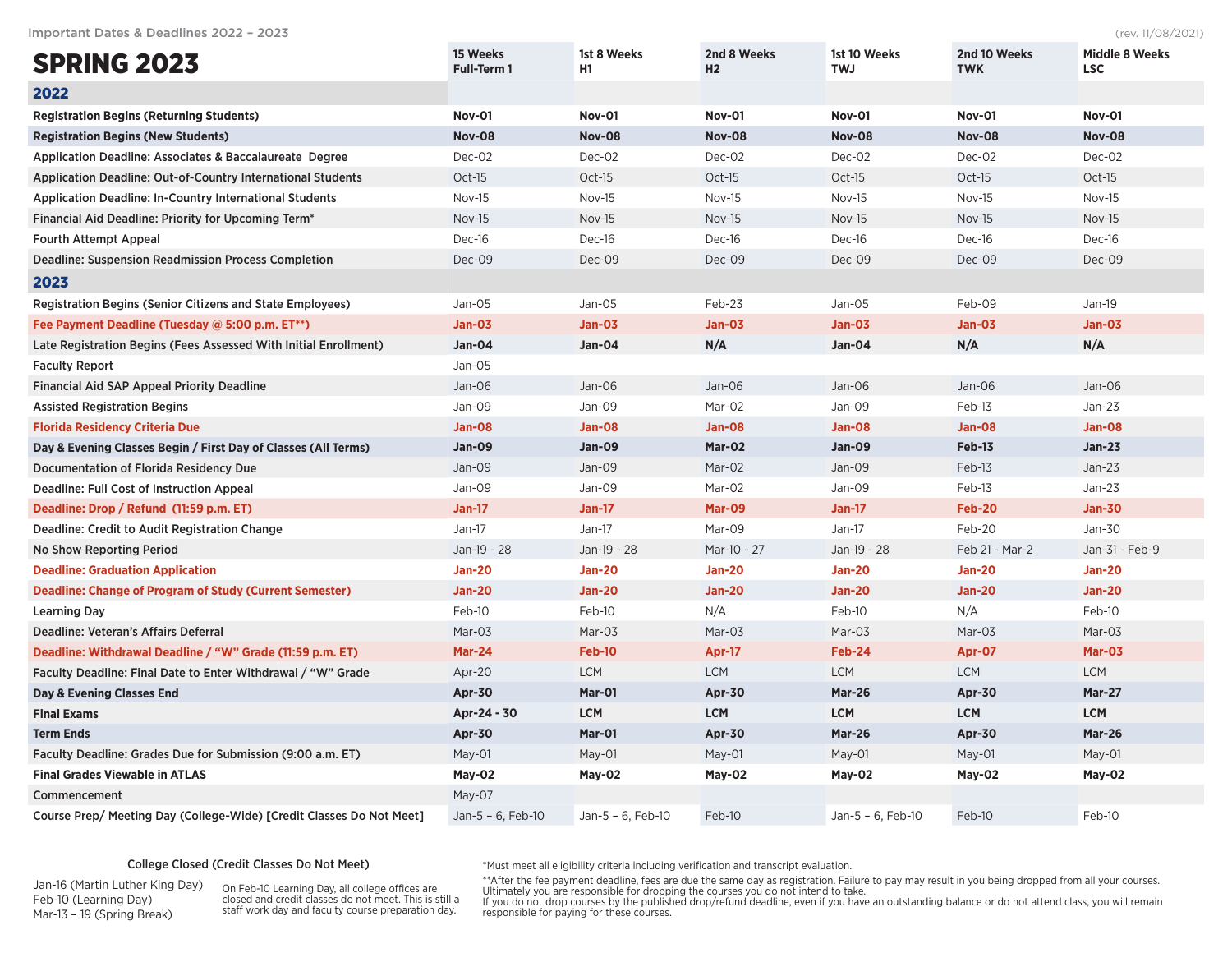Important Dates & Deadlines 2022 – 2023 (rev. 11/08/2021)

# SPRING 2023

| | 15 Weeks Full-Term 1 | 1st 8 Weeks H1 | 2nd 8 Weeks H2 | 1st 10 Weeks TWJ | 2nd 10 Weeks TWK | Middle 8 Weeks LSC |
|---|---|---|---|---|---|---|
| **2022** | | | | | | |
| **Registration Begins (Returning Students)** | **Nov-01** | **Nov-01** | **Nov-01** | **Nov-01** | **Nov-01** | **Nov-01** |
| **Registration Begins (New Students)** | **Nov-08** | **Nov-08** | **Nov-08** | **Nov-08** | **Nov-08** | **Nov-08** |
| Application Deadline: Associates & Baccalaureate Degree | Dec-02 | Dec-02 | Dec-02 | Dec-02 | Dec-02 | Dec-02 |
| Application Deadline: Out-of-Country International Students | Oct-15 | Oct-15 | Oct-15 | Oct-15 | Oct-15 | Oct-15 |
| Application Deadline: In-Country International Students | Nov-15 | Nov-15 | Nov-15 | Nov-15 | Nov-15 | Nov-15 |
| Financial Aid Deadline: Priority for Upcoming Term* | Nov-15 | Nov-15 | Nov-15 | Nov-15 | Nov-15 | Nov-15 |
| Fourth Attempt Appeal | Dec-16 | Dec-16 | Dec-16 | Dec-16 | Dec-16 | Dec-16 |
| Deadline: Suspension Readmission Process Completion | Dec-09 | Dec-09 | Dec-09 | Dec-09 | Dec-09 | Dec-09 |
| **2023** | | | | | | |
| Registration Begins (Senior Citizens and State Employees) | Jan-05 | Jan-05 | Feb-23 | Jan-05 | Feb-09 | Jan-19 |
| **Fee Payment Deadline (Tuesday @ 5:00 p.m. ET**)** | **Jan-03** | **Jan-03** | **Jan-03** | **Jan-03** | **Jan-03** | **Jan-03** |
| Late Registration Begins (Fees Assessed With Initial Enrollment) | **Jan-04** | **Jan-04** | **N/A** | **Jan-04** | **N/A** | **N/A** |
| Faculty Report | Jan-05 | | | | | |
| Financial Aid SAP Appeal Priority Deadline | Jan-06 | Jan-06 | Jan-06 | Jan-06 | Jan-06 | Jan-06 |
| Assisted Registration Begins | Jan-09 | Jan-09 | Mar-02 | Jan-09 | Feb-13 | Jan-23 |
| **Florida Residency Criteria Due** | **Jan-08** | **Jan-08** | **Jan-08** | **Jan-08** | **Jan-08** | **Jan-08** |
| **Day & Evening Classes Begin / First Day of Classes (All Terms)** | **Jan-09** | **Jan-09** | **Mar-02** | **Jan-09** | **Feb-13** | **Jan-23** |
| Documentation of Florida Residency Due | Jan-09 | Jan-09 | Mar-02 | Jan-09 | Feb-13 | Jan-23 |
| Deadline: Full Cost of Instruction Appeal | Jan-09 | Jan-09 | Mar-02 | Jan-09 | Feb-13 | Jan-23 |
| **Deadline: Drop / Refund (11:59 p.m. ET)** | **Jan-17** | **Jan-17** | **Mar-09** | **Jan-17** | **Feb-20** | **Jan-30** |
| Deadline: Credit to Audit Registration Change | Jan-17 | Jan-17 | Mar-09 | Jan-17 | Feb-20 | Jan-30 |
| No Show Reporting Period | Jan-19 - 28 | Jan-19 - 28 | Mar-10 - 27 | Jan-19 - 28 | Feb 21 - Mar-2 | Jan-31 - Feb-9 |
| **Deadline: Graduation Application** | **Jan-20** | **Jan-20** | **Jan-20** | **Jan-20** | **Jan-20** | **Jan-20** |
| **Deadline: Change of Program of Study (Current Semester)** | **Jan-20** | **Jan-20** | **Jan-20** | **Jan-20** | **Jan-20** | **Jan-20** |
| Learning Day | Feb-10 | Feb-10 | N/A | Feb-10 | N/A | Feb-10 |
| Deadline: Veteran's Affairs Deferral | Mar-03 | Mar-03 | Mar-03 | Mar-03 | Mar-03 | Mar-03 |
| **Deadline: Withdrawal Deadline / "W" Grade (11:59 p.m. ET)** | **Mar-24** | **Feb-10** | **Apr-17** | **Feb-24** | **Apr-07** | **Mar-03** |
| Faculty Deadline: Final Date to Enter Withdrawal / "W" Grade | Apr-20 | LCM | LCM | LCM | LCM | LCM |
| **Day & Evening Classes End** | **Apr-30** | **Mar-01** | **Apr-30** | **Mar-26** | **Apr-30** | **Mar-27** |
| **Final Exams** | **Apr-24 - 30** | **LCM** | **LCM** | **LCM** | **LCM** | **LCM** |
| **Term Ends** | **Apr-30** | **Mar-01** | **Apr-30** | **Mar-26** | **Apr-30** | **Mar-26** |
| Faculty Deadline: Grades Due for Submission (9:00 a.m. ET) | May-01 | May-01 | May-01 | May-01 | May-01 | May-01 |
| **Final Grades Viewable in ATLAS** | **May-02** | **May-02** | **May-02** | **May-02** | **May-02** | **May-02** |
| Commencement | May-07 | | | | | |
| Course Prep/ Meeting Day (College-Wide) [Credit Classes Do Not Meet] | Jan-5 – 6, Feb-10 | Jan-5 – 6, Feb-10 | Feb-10 | Jan-5 – 6, Feb-10 | Feb-10 | Feb-10 |

**College Closed (Credit Classes Do Not Meet)**

Jan-16 (Martin Luther King Day)
Feb-10 (Learning Day)
Mar-13 – 19 (Spring Break)

On Feb-10 Learning Day, all college offices are closed and credit classes do not meet. This is still a staff work day and faculty course preparation day.

*Must meet all eligibility criteria including verification and transcript evaluation.

**After the fee payment deadline, fees are due the same day as registration. Failure to pay may result in you being dropped from all your courses. Ultimately you are responsible for dropping the courses you do not intend to take.
If you do not drop courses by the published drop/refund deadline, even if you have an outstanding balance or do not attend class, you will remain responsible for paying for these courses.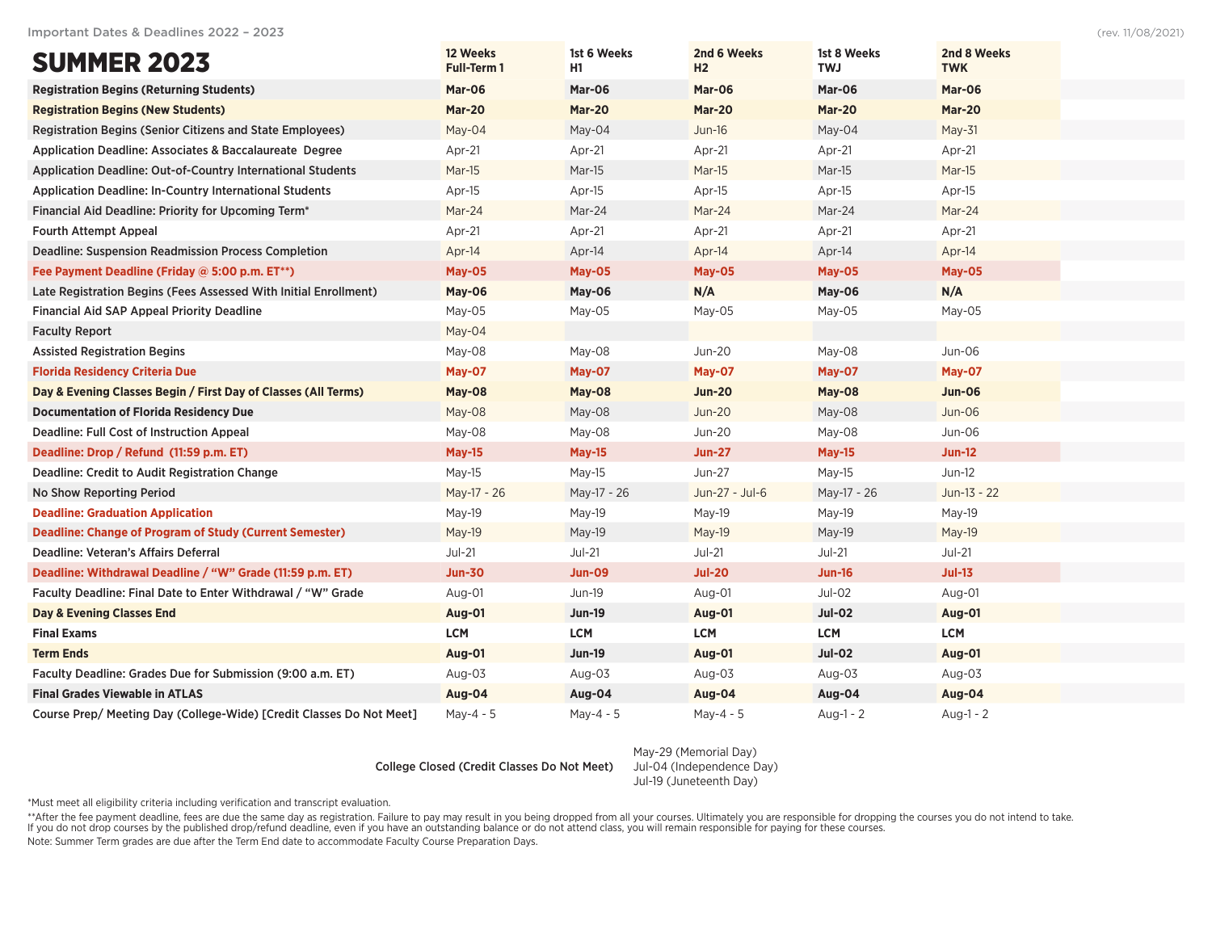Important Dates & Deadlines 2022 – 2023 (rev. 11/08/2021)

# SUMMER 2023

| | 12 Weeks Full-Term 1 | 1st 6 Weeks H1 | 2nd 6 Weeks H2 | 1st 8 Weeks TWJ | 2nd 8 Weeks TWK |
|---|---|---|---|---|---|
| **Registration Begins (Returning Students)** | **Mar-06** | **Mar-06** | **Mar-06** | **Mar-06** | **Mar-06** |
| **Registration Begins (New Students)** | **Mar-20** | **Mar-20** | **Mar-20** | **Mar-20** | **Mar-20** |
| Registration Begins (Senior Citizens and State Employees) | May-04 | May-04 | Jun-16 | May-04 | May-31 |
| Application Deadline: Associates & Baccalaureate Degree | Apr-21 | Apr-21 | Apr-21 | Apr-21 | Apr-21 |
| Application Deadline: Out-of-Country International Students | Mar-15 | Mar-15 | Mar-15 | Mar-15 | Mar-15 |
| Application Deadline: In-Country International Students | Apr-15 | Apr-15 | Apr-15 | Apr-15 | Apr-15 |
| Financial Aid Deadline: Priority for Upcoming Term* | Mar-24 | Mar-24 | Mar-24 | Mar-24 | Mar-24 |
| Fourth Attempt Appeal | Apr-21 | Apr-21 | Apr-21 | Apr-21 | Apr-21 |
| Deadline: Suspension Readmission Process Completion | Apr-14 | Apr-14 | Apr-14 | Apr-14 | Apr-14 |
| **Fee Payment Deadline (Friday @ 5:00 p.m. ET**)** | **May-05** | **May-05** | **May-05** | **May-05** | **May-05** |
| Late Registration Begins (Fees Assessed With Initial Enrollment) | **May-06** | **May-06** | **N/A** | **May-06** | **N/A** |
| Financial Aid SAP Appeal Priority Deadline | May-05 | May-05 | May-05 | May-05 | May-05 |
| Faculty Report | May-04 | | | | |
| Assisted Registration Begins | May-08 | May-08 | Jun-20 | May-08 | Jun-06 |
| **Florida Residency Criteria Due** | **May-07** | **May-07** | **May-07** | **May-07** | **May-07** |
| **Day & Evening Classes Begin / First Day of Classes (All Terms)** | **May-08** | **May-08** | **Jun-20** | **May-08** | **Jun-06** |
| Documentation of Florida Residency Due | May-08 | May-08 | Jun-20 | May-08 | Jun-06 |
| Deadline: Full Cost of Instruction Appeal | May-08 | May-08 | Jun-20 | May-08 | Jun-06 |
| **Deadline: Drop / Refund (11:59 p.m. ET)** | **May-15** | **May-15** | **Jun-27** | **May-15** | **Jun-12** |
| Deadline: Credit to Audit Registration Change | May-15 | May-15 | Jun-27 | May-15 | Jun-12 |
| No Show Reporting Period | May-17 - 26 | May-17 - 26 | Jun-27 - Jul-6 | May-17 - 26 | Jun-13 - 22 |
| **Deadline: Graduation Application** | May-19 | May-19 | May-19 | May-19 | May-19 |
| **Deadline: Change of Program of Study (Current Semester)** | May-19 | May-19 | May-19 | May-19 | May-19 |
| Deadline: Veteran's Affairs Deferral | Jul-21 | Jul-21 | Jul-21 | Jul-21 | Jul-21 |
| **Deadline: Withdrawal Deadline / "W" Grade (11:59 p.m. ET)** | **Jun-30** | **Jun-09** | **Jul-20** | **Jun-16** | **Jul-13** |
| Faculty Deadline: Final Date to Enter Withdrawal / "W" Grade | Aug-01 | Jun-19 | Aug-01 | Jul-02 | Aug-01 |
| **Day & Evening Classes End** | **Aug-01** | **Jun-19** | **Aug-01** | **Jul-02** | **Aug-01** |
| **Final Exams** | **LCM** | **LCM** | **LCM** | **LCM** | **LCM** |
| **Term Ends** | **Aug-01** | **Jun-19** | **Aug-01** | **Jul-02** | **Aug-01** |
| Faculty Deadline: Grades Due for Submission (9:00 a.m. ET) | Aug-03 | Aug-03 | Aug-03 | Aug-03 | Aug-03 |
| **Final Grades Viewable in ATLAS** | **Aug-04** | **Aug-04** | **Aug-04** | **Aug-04** | **Aug-04** |
| Course Prep/ Meeting Day (College-Wide) [Credit Classes Do Not Meet] | May-4 - 5 | May-4 - 5 | May-4 - 5 | Aug-1 - 2 | Aug-1 - 2 |

**College Closed (Credit Classes Do Not Meet)**
May-29 (Memorial Day)
Jul-04 (Independence Day)
Jul-19 (Juneteenth Day)

*Must meet all eligibility criteria including verification and transcript evaluation.

**After the fee payment deadline, fees are due the same day as registration. Failure to pay may result in you being dropped from all your courses. Ultimately you are responsible for dropping the courses you do not intend to take. If you do not drop courses by the published drop/refund deadline, even if you have an outstanding balance or do not attend class, you will remain responsible for paying for these courses.

Note: Summer Term grades are due after the Term End date to accommodate Faculty Course Preparation Days.